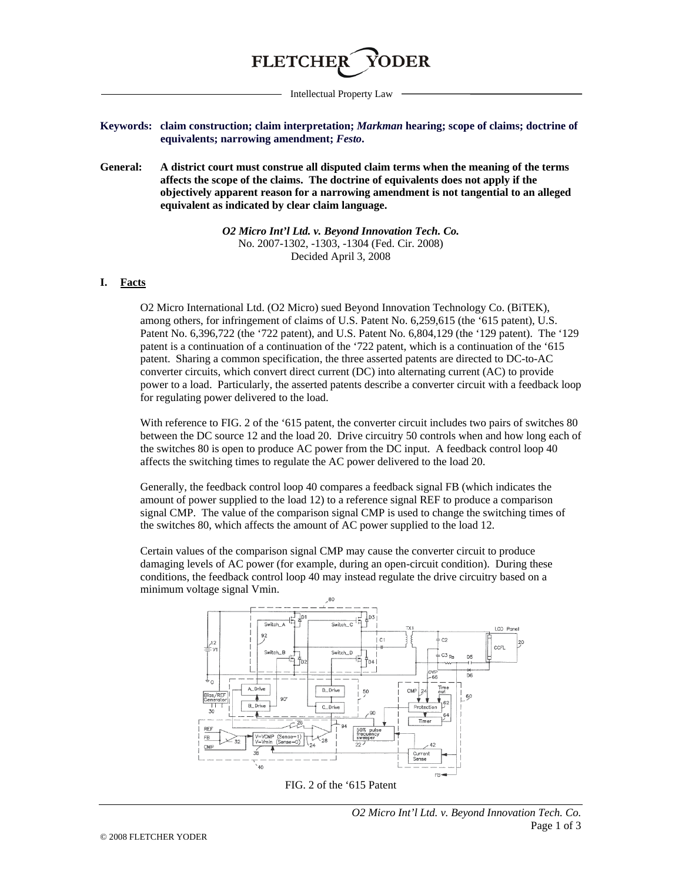FLETCHER YODER

Intellectual Property Law

**Keywords: claim construction; claim interpretation; *Markman* hearing; scope of claims; doctrine of equivalents; narrowing amendment; *Festo*.**

**General: A district court must construe all disputed claim terms when the meaning of the terms affects the scope of the claims. The doctrine of equivalents does not apply if the objectively apparent reason for a narrowing amendment is not tangential to an alleged equivalent as indicated by clear claim language.**

***O2 Micro Int'l Ltd. v. Beyond Innovation Tech. Co.***
No. 2007-1302, -1303, -1304 (Fed. Cir. 2008)
Decided April 3, 2008

## I. Facts

O2 Micro International Ltd. (O2 Micro) sued Beyond Innovation Technology Co. (BiTEK), among others, for infringement of claims of U.S. Patent No. 6,259,615 (the '615 patent), U.S. Patent No. 6,396,722 (the '722 patent), and U.S. Patent No. 6,804,129 (the '129 patent). The '129 patent is a continuation of a continuation of the '722 patent, which is a continuation of the '615 patent. Sharing a common specification, the three asserted patents are directed to DC-to-AC converter circuits, which convert direct current (DC) into alternating current (AC) to provide power to a load. Particularly, the asserted patents describe a converter circuit with a feedback loop for regulating power delivered to the load.

With reference to FIG. 2 of the '615 patent, the converter circuit includes two pairs of switches 80 between the DC source 12 and the load 20. Drive circuitry 50 controls when and how long each of the switches 80 is open to produce AC power from the DC input. A feedback control loop 40 affects the switching times to regulate the AC power delivered to the load 20.

Generally, the feedback control loop 40 compares a feedback signal FB (which indicates the amount of power supplied to the load 12) to a reference signal REF to produce a comparison signal CMP. The value of the comparison signal CMP is used to change the switching times of the switches 80, which affects the amount of AC power supplied to the load 12.

Certain values of the comparison signal CMP may cause the converter circuit to produce damaging levels of AC power (for example, during an open-circuit condition). During these conditions, the feedback control loop 40 may instead regulate the drive circuitry based on a minimum voltage signal Vmin.

FIG. 2 of the '615 Patent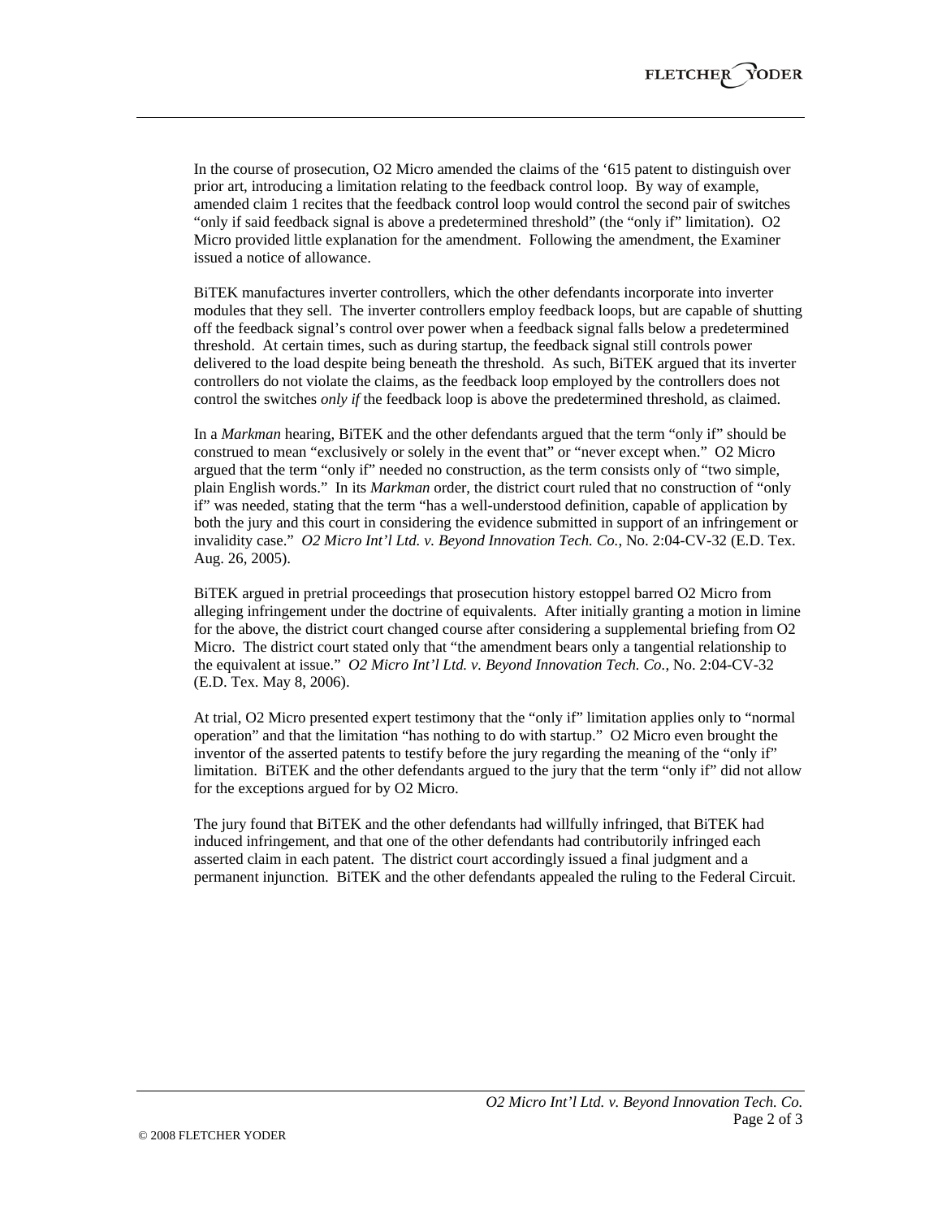In the course of prosecution, O2 Micro amended the claims of the '615 patent to distinguish over prior art, introducing a limitation relating to the feedback control loop. By way of example, amended claim 1 recites that the feedback control loop would control the second pair of switches "only if said feedback signal is above a predetermined threshold" (the "only if" limitation). O2 Micro provided little explanation for the amendment. Following the amendment, the Examiner issued a notice of allowance.

BiTEK manufactures inverter controllers, which the other defendants incorporate into inverter modules that they sell. The inverter controllers employ feedback loops, but are capable of shutting off the feedback signal's control over power when a feedback signal falls below a predetermined threshold. At certain times, such as during startup, the feedback signal still controls power delivered to the load despite being beneath the threshold. As such, BiTEK argued that its inverter controllers do not violate the claims, as the feedback loop employed by the controllers does not control the switches *only if* the feedback loop is above the predetermined threshold, as claimed.

In a *Markman* hearing, BiTEK and the other defendants argued that the term "only if" should be construed to mean "exclusively or solely in the event that" or "never except when." O2 Micro argued that the term "only if" needed no construction, as the term consists only of "two simple, plain English words." In its *Markman* order, the district court ruled that no construction of "only if" was needed, stating that the term "has a well-understood definition, capable of application by both the jury and this court in considering the evidence submitted in support of an infringement or invalidity case." *O2 Micro Int'l Ltd. v. Beyond Innovation Tech. Co.*, No. 2:04-CV-32 (E.D. Tex. Aug. 26, 2005).

BiTEK argued in pretrial proceedings that prosecution history estoppel barred O2 Micro from alleging infringement under the doctrine of equivalents. After initially granting a motion in limine for the above, the district court changed course after considering a supplemental briefing from O2 Micro. The district court stated only that "the amendment bears only a tangential relationship to the equivalent at issue." *O2 Micro Int'l Ltd. v. Beyond Innovation Tech. Co.*, No. 2:04-CV-32 (E.D. Tex. May 8, 2006).

At trial, O2 Micro presented expert testimony that the "only if" limitation applies only to "normal operation" and that the limitation "has nothing to do with startup." O2 Micro even brought the inventor of the asserted patents to testify before the jury regarding the meaning of the "only if" limitation. BiTEK and the other defendants argued to the jury that the term "only if" did not allow for the exceptions argued for by O2 Micro.

The jury found that BiTEK and the other defendants had willfully infringed, that BiTEK had induced infringement, and that one of the other defendants had contributorily infringed each asserted claim in each patent. The district court accordingly issued a final judgment and a permanent injunction. BiTEK and the other defendants appealed the ruling to the Federal Circuit.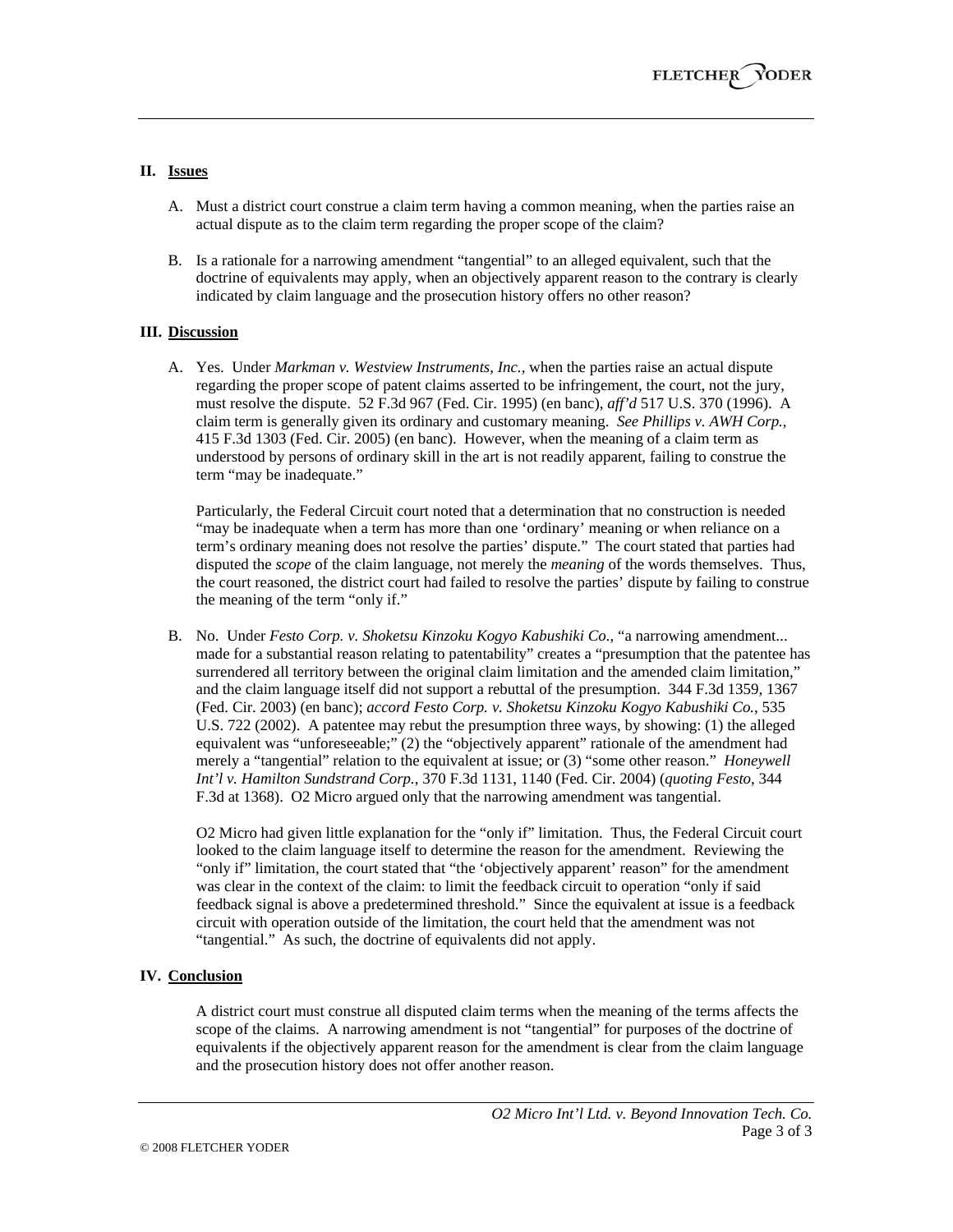## II. Issues

A. Must a district court construe a claim term having a common meaning, when the parties raise an actual dispute as to the claim term regarding the proper scope of the claim?

B. Is a rationale for a narrowing amendment "tangential" to an alleged equivalent, such that the doctrine of equivalents may apply, when an objectively apparent reason to the contrary is clearly indicated by claim language and the prosecution history offers no other reason?

## III. Discussion

A. Yes. Under *Markman v. Westview Instruments, Inc.*, when the parties raise an actual dispute regarding the proper scope of patent claims asserted to be infringement, the court, not the jury, must resolve the dispute. 52 F.3d 967 (Fed. Cir. 1995) (en banc), *aff'd* 517 U.S. 370 (1996). A claim term is generally given its ordinary and customary meaning. *See Phillips v. AWH Corp.*, 415 F.3d 1303 (Fed. Cir. 2005) (en banc). However, when the meaning of a claim term as understood by persons of ordinary skill in the art is not readily apparent, failing to construe the term "may be inadequate."

Particularly, the Federal Circuit court noted that a determination that no construction is needed "may be inadequate when a term has more than one 'ordinary' meaning or when reliance on a term's ordinary meaning does not resolve the parties' dispute." The court stated that parties had disputed the *scope* of the claim language, not merely the *meaning* of the words themselves. Thus, the court reasoned, the district court had failed to resolve the parties' dispute by failing to construe the meaning of the term "only if."

B. No. Under *Festo Corp. v. Shoketsu Kinzoku Kogyo Kabushiki Co.*, "a narrowing amendment... made for a substantial reason relating to patentability" creates a "presumption that the patentee has surrendered all territory between the original claim limitation and the amended claim limitation," and the claim language itself did not support a rebuttal of the presumption. 344 F.3d 1359, 1367 (Fed. Cir. 2003) (en banc); *accord Festo Corp. v. Shoketsu Kinzoku Kogyo Kabushiki Co.*, 535 U.S. 722 (2002). A patentee may rebut the presumption three ways, by showing: (1) the alleged equivalent was "unforeseeable;" (2) the "objectively apparent" rationale of the amendment had merely a "tangential" relation to the equivalent at issue; or (3) "some other reason." *Honeywell Int'l v. Hamilton Sundstrand Corp.*, 370 F.3d 1131, 1140 (Fed. Cir. 2004) (*quoting Festo*, 344 F.3d at 1368). O2 Micro argued only that the narrowing amendment was tangential.

O2 Micro had given little explanation for the "only if" limitation. Thus, the Federal Circuit court looked to the claim language itself to determine the reason for the amendment. Reviewing the "only if" limitation, the court stated that "the 'objectively apparent' reason" for the amendment was clear in the context of the claim: to limit the feedback circuit to operation "only if said feedback signal is above a predetermined threshold." Since the equivalent at issue is a feedback circuit with operation outside of the limitation, the court held that the amendment was not "tangential." As such, the doctrine of equivalents did not apply.

## IV. Conclusion

A district court must construe all disputed claim terms when the meaning of the terms affects the scope of the claims. A narrowing amendment is not "tangential" for purposes of the doctrine of equivalents if the objectively apparent reason for the amendment is clear from the claim language and the prosecution history does not offer another reason.